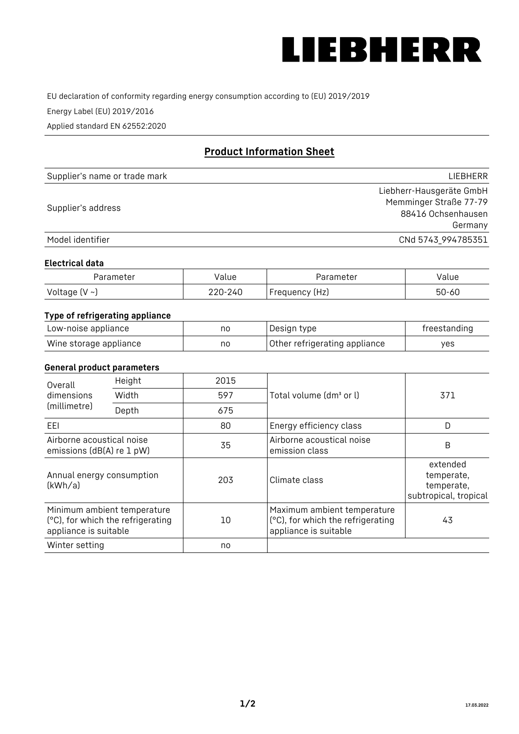LIEBHERR

EU declaration of conformity regarding energy consumption according to (EU) 2019/2019

Energy Label (EU) 2019/2016

Applied standard EN 62552:2020

## Product Information Sheet

| | |
|---|---|
| Supplier's name or trade mark | LIEBHERR |
| Supplier's address | Liebherr-Hausgeräte GmbH<br>Memminger Straße 77-79<br>88416 Ochsenhausen<br>Germany |
| Model identifier | CNd 5743_994785351 |

### Electrical data

| Parameter | Value | Parameter | Value |
|---|---|---|---|
| Voltage (V ~) | 220-240 | Frequency (Hz) | 50-60 |

### Type of refrigerating appliance

| | | | |
|---|---|---|---|
| Low-noise appliance | no | Design type | freestanding |
| Wine storage appliance | no | Other refrigerating appliance | yes |

### General product parameters

| | | | | |
|---|---|---|---|---|
| Overall dimensions (millimetre) | Height | 2015 | Total volume (dm³ or l) | 371 |
| | Width | 597 | | |
| | Depth | 675 | | |
| EEI | | 80 | Energy efficiency class | D |
| Airborne acoustical noise emissions (dB(A) re 1 pW) | | 35 | Airborne acoustical noise emission class | B |
| Annual energy consumption (kWh/a) | | 203 | Climate class | extended temperate, temperate, subtropical, tropical |
| Minimum ambient temperature (°C), for which the refrigerating appliance is suitable | | 10 | Maximum ambient temperature (°C), for which the refrigerating appliance is suitable | 43 |
| Winter setting | | no | | |

17.03.2022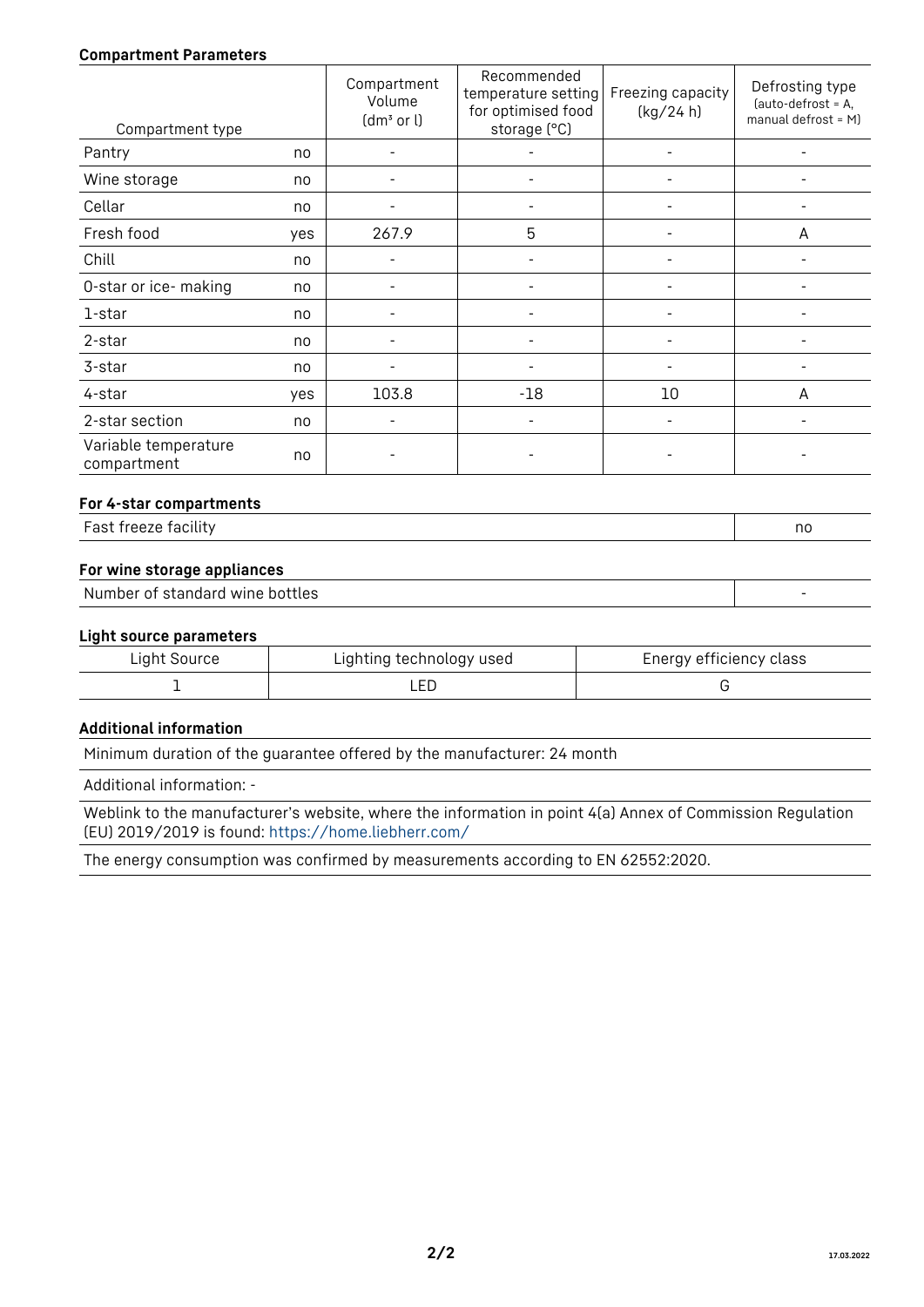**Compartment Parameters**

| Compartment type | | Compartment Volume (dm³ or l) | Recommended temperature setting for optimised food storage (°C) | Freezing capacity (kg/24 h) | Defrosting type (auto-defrost = A, manual defrost = M) |
|---|---|---|---|---|---|
| Pantry | no | - | - | - | - |
| Wine storage | no | - | - | - | - |
| Cellar | no | - | - | - | - |
| Fresh food | yes | 267.9 | 5 | - | A |
| Chill | no | - | - | - | - |
| 0-star or ice- making | no | - | - | - | - |
| 1-star | no | - | - | - | - |
| 2-star | no | - | - | - | - |
| 3-star | no | - | - | - | - |
| 4-star | yes | 103.8 | -18 | 10 | A |
| 2-star section | no | - | - | - | - |
| Variable temperature compartment | no | - | - | - | - |

**For 4-star compartments**

| | |
|---|---|
| Fast freeze facility | no |

**For wine storage appliances**

| | |
|---|---|
| Number of standard wine bottles | - |

**Light source parameters**

| Light Source | Lighting technology used | Energy efficiency class |
|---|---|---|
| 1 | LED | G |

**Additional information**

Minimum duration of the guarantee offered by the manufacturer: 24 month

Additional information: -

Weblink to the manufacturer's website, where the information in point 4(a) Annex of Commission Regulation (EU) 2019/2019 is found: https://home.liebherr.com/

The energy consumption was confirmed by measurements according to EN 62552:2020.

17.03.2022